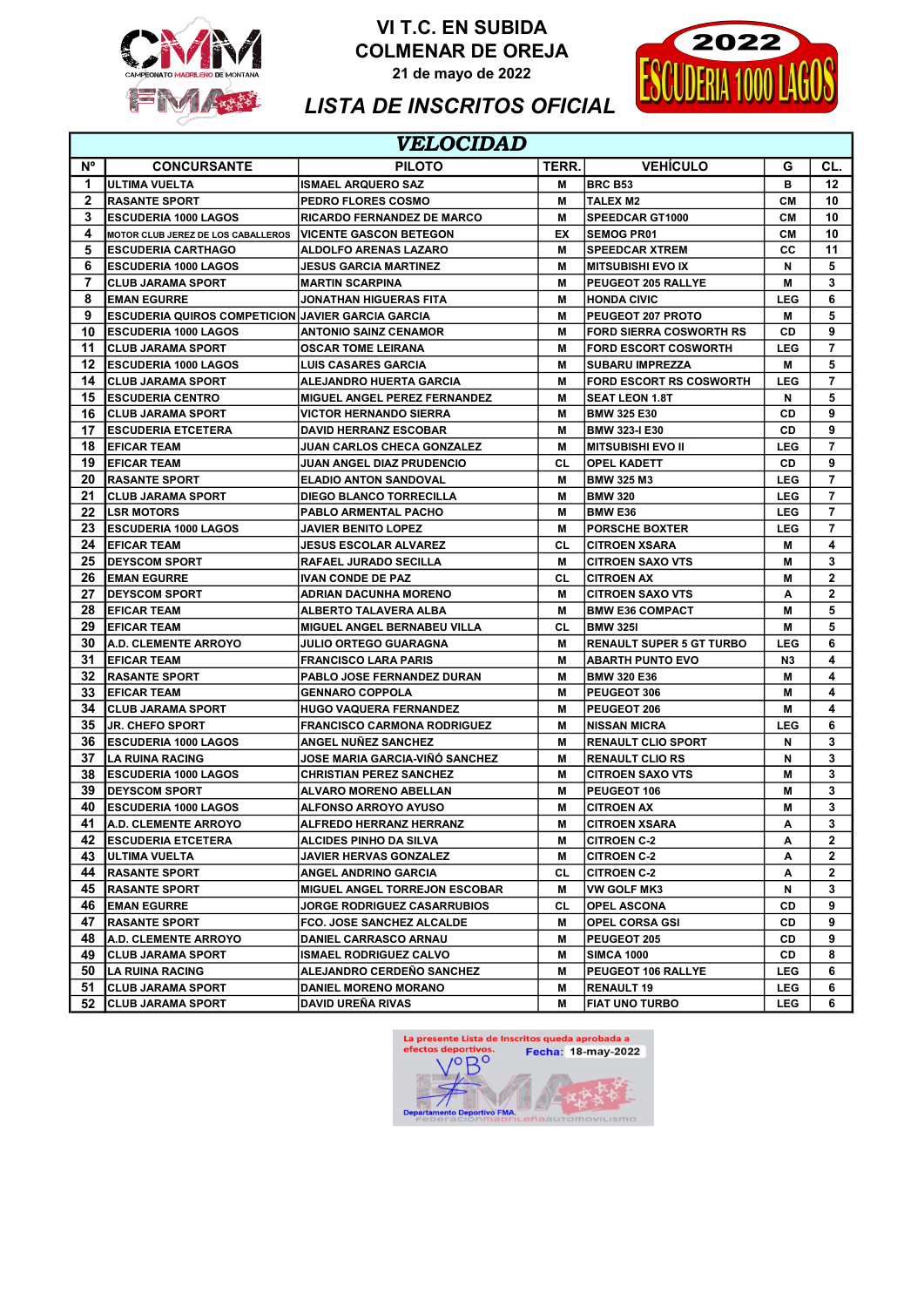# VI T.C. EN SUBIDA COLMENAR DE OREJA

21 de mayo de 2022

## LISTA DE INSCRITOS OFICIAL

### VELOCIDAD

| Nº | CONCURSANTE | PILOTO | TERR. | VEHÍCULO | G | CL. |
|---|---|---|---|---|---|---|
| 1 | ULTIMA VUELTA | ISMAEL ARQUERO SAZ | M | BRC B53 | B | 12 |
| 2 | RASANTE SPORT | PEDRO FLORES COSMO | M | TALEX M2 | CM | 10 |
| 3 | ESCUDERIA 1000 LAGOS | RICARDO FERNANDEZ DE MARCO | M | SPEEDCAR GT1000 | CM | 10 |
| 4 | MOTOR CLUB JEREZ DE LOS CABALLEROS | VICENTE GASCON BETEGON | EX | SEMOG PR01 | CM | 10 |
| 5 | ESCUDERIA CARTHAGO | ALDOLFO ARENAS LAZARO | M | SPEEDCAR XTREM | CC | 11 |
| 6 | ESCUDERIA 1000 LAGOS | JESUS GARCIA MARTINEZ | M | MITSUBISHI EVO IX | N | 5 |
| 7 | CLUB JARAMA SPORT | MARTIN SCARPINA | M | PEUGEOT 205 RALLYE | M | 3 |
| 8 | EMAN EGURRE | JONATHAN HIGUERAS FITA | M | HONDA CIVIC | LEG | 6 |
| 9 | ESCUDERIA QUIROS COMPETICION | JAVIER GARCIA GARCIA | M | PEUGEOT 207 PROTO | M | 5 |
| 10 | ESCUDERIA 1000 LAGOS | ANTONIO SAINZ CENAMOR | M | FORD SIERRA COSWORTH RS | CD | 9 |
| 11 | CLUB JARAMA SPORT | OSCAR TOME LEIRANA | M | FORD ESCORT COSWORTH | LEG | 7 |
| 12 | ESCUDERIA 1000 LAGOS | LUIS CASARES GARCIA | M | SUBARU IMPREZZA | M | 5 |
| 14 | CLUB JARAMA SPORT | ALEJANDRO HUERTA GARCIA | M | FORD ESCORT RS COSWORTH | LEG | 7 |
| 15 | ESCUDERIA CENTRO | MIGUEL ANGEL PEREZ FERNANDEZ | M | SEAT LEON 1.8T | N | 5 |
| 16 | CLUB JARAMA SPORT | VICTOR HERNANDO SIERRA | M | BMW 325 E30 | CD | 9 |
| 17 | ESCUDERIA ETCETERA | DAVID HERRANZ ESCOBAR | M | BMW 323-I E30 | CD | 9 |
| 18 | EFICAR TEAM | JUAN CARLOS CHECA GONZALEZ | M | MITSUBISHI EVO II | LEG | 7 |
| 19 | EFICAR TEAM | JUAN ANGEL DIAZ PRUDENCIO | CL | OPEL KADETT | CD | 9 |
| 20 | RASANTE SPORT | ELADIO ANTON SANDOVAL | M | BMW 325 M3 | LEG | 7 |
| 21 | CLUB JARAMA SPORT | DIEGO BLANCO TORRECILLA | M | BMW 320 | LEG | 7 |
| 22 | LSR MOTORS | PABLO ARMENTAL PACHO | M | BMW E36 | LEG | 7 |
| 23 | ESCUDERIA 1000 LAGOS | JAVIER BENITO LOPEZ | M | PORSCHE BOXTER | LEG | 7 |
| 24 | EFICAR TEAM | JESUS ESCOLAR ALVAREZ | CL | CITROEN XSARA | M | 4 |
| 25 | DEYSCOM SPORT | RAFAEL JURADO SECILLA | M | CITROEN SAXO VTS | M | 3 |
| 26 | EMAN EGURRE | IVAN CONDE DE PAZ | CL | CITROEN AX | M | 2 |
| 27 | DEYSCOM SPORT | ADRIAN DACUNHA MORENO | M | CITROEN SAXO VTS | A | 2 |
| 28 | EFICAR TEAM | ALBERTO TALAVERA ALBA | M | BMW E36 COMPACT | M | 5 |
| 29 | EFICAR TEAM | MIGUEL ANGEL BERNABEU VILLA | CL | BMW 325I | M | 5 |
| 30 | A.D. CLEMENTE ARROYO | JULIO ORTEGO GUARAGNA | M | RENAULT SUPER 5 GT TURBO | LEG | 6 |
| 31 | EFICAR TEAM | FRANCISCO LARA PARIS | M | ABARTH PUNTO EVO | N3 | 4 |
| 32 | RASANTE SPORT | PABLO JOSE FERNANDEZ DURAN | M | BMW 320 E36 | M | 4 |
| 33 | EFICAR TEAM | GENNARO COPPOLA | M | PEUGEOT 306 | M | 4 |
| 34 | CLUB JARAMA SPORT | HUGO VAQUERA FERNANDEZ | M | PEUGEOT 206 | M | 4 |
| 35 | JR. CHEFO SPORT | FRANCISCO CARMONA RODRIGUEZ | M | NISSAN MICRA | LEG | 6 |
| 36 | ESCUDERIA 1000 LAGOS | ANGEL NUÑEZ SANCHEZ | M | RENAULT CLIO SPORT | N | 3 |
| 37 | LA RUINA RACING | JOSE MARIA GARCIA-VIÑO SANCHEZ | M | RENAULT CLIO RS | N | 3 |
| 38 | ESCUDERIA 1000 LAGOS | CHRISTIAN PEREZ SANCHEZ | M | CITROEN SAXO VTS | M | 3 |
| 39 | DEYSCOM SPORT | ALVARO MORENO ABELLAN | M | PEUGEOT 106 | M | 3 |
| 40 | ESCUDERIA 1000 LAGOS | ALFONSO ARROYO AYUSO | M | CITROEN AX | M | 3 |
| 41 | A.D. CLEMENTE ARROYO | ALFREDO HERRANZ HERRANZ | M | CITROEN XSARA | A | 3 |
| 42 | ESCUDERIA ETCETERA | ALCIDES PINHO DA SILVA | M | CITROEN C-2 | A | 2 |
| 43 | ULTIMA VUELTA | JAVIER HERVAS GONZALEZ | M | CITROEN C-2 | A | 2 |
| 44 | RASANTE SPORT | ANGEL ANDRINO GARCIA | CL | CITROEN C-2 | A | 2 |
| 45 | RASANTE SPORT | MIGUEL ANGEL TORREJON ESCOBAR | M | VW GOLF MK3 | N | 3 |
| 46 | EMAN EGURRE | JORGE RODRIGUEZ CASARRUBIOS | CL | OPEL ASCONA | CD | 9 |
| 47 | RASANTE SPORT | FCO. JOSE SANCHEZ ALCALDE | M | OPEL CORSA GSI | CD | 9 |
| 48 | A.D. CLEMENTE ARROYO | DANIEL CARRASCO ARNAU | M | PEUGEOT 205 | CD | 9 |
| 49 | CLUB JARAMA SPORT | ISMAEL RODRIGUEZ CALVO | M | SIMCA 1000 | CD | 8 |
| 50 | LA RUINA RACING | ALEJANDRO CERDEÑO SANCHEZ | M | PEUGEOT 106 RALLYE | LEG | 6 |
| 51 | CLUB JARAMA SPORT | DANIEL MORENO MORANO | M | RENAULT 19 | LEG | 6 |
| 52 | CLUB JARAMA SPORT | DAVID UREÑA RIVAS | M | FIAT UNO TURBO | LEG | 6 |

La presente Lista de Inscritos queda aprobada a efectos deportivos. **Fecha:** 18-may-2022

VºBº

Departamento Deportivo FMA.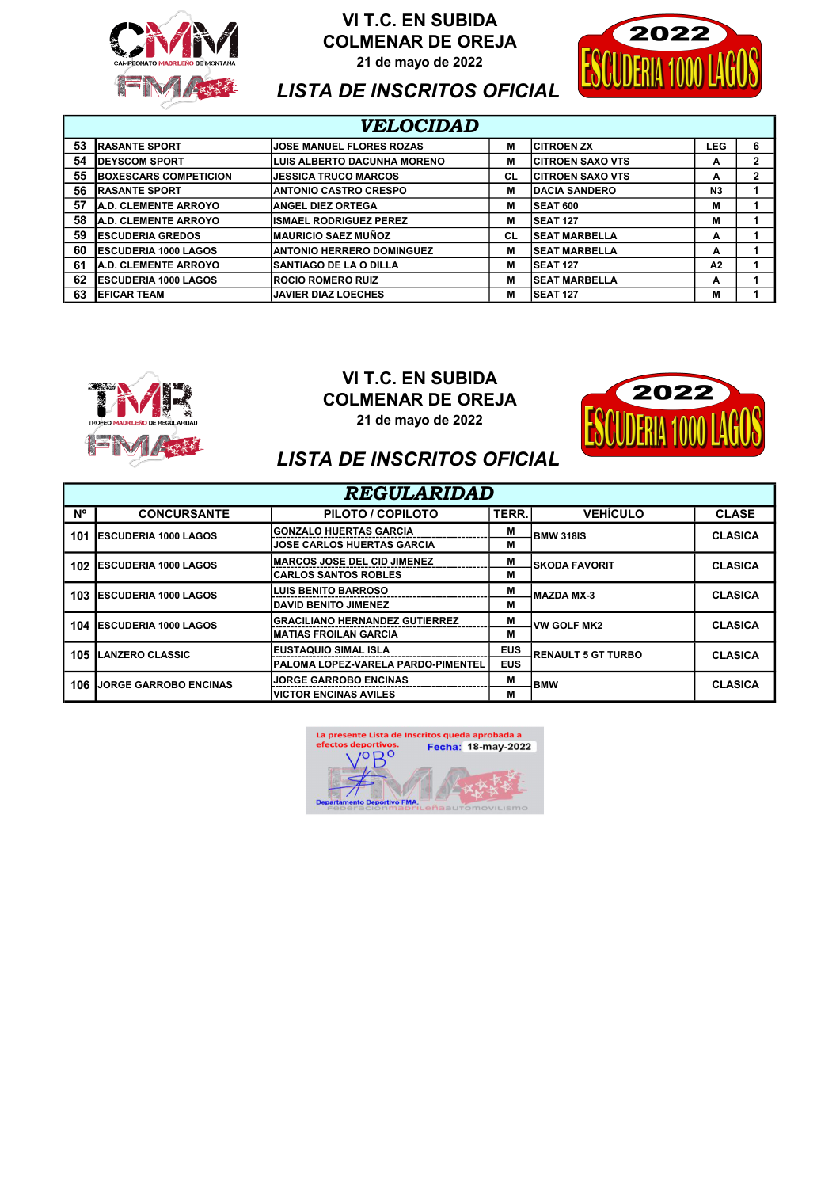# VI T.C. EN SUBIDA COLMENAR DE OREJA

21 de mayo de 2022

## LISTA DE INSCRITOS OFICIAL

### VELOCIDAD

| | | | | | | |
|---|---|---|---|---|---|---|
| 53 | RASANTE SPORT | JOSE MANUEL FLORES ROZAS | M | CITROEN ZX | LEG | 6 |
| 54 | DEYSCOM SPORT | LUIS ALBERTO DACUNHA MORENO | M | CITROEN SAXO VTS | A | 2 |
| 55 | BOXESCARS COMPETICION | JESSICA TRUCO MARCOS | CL | CITROEN SAXO VTS | A | 2 |
| 56 | RASANTE SPORT | ANTONIO CASTRO CRESPO | M | DACIA SANDERO | N3 | 1 |
| 57 | A.D. CLEMENTE ARROYO | ANGEL DIEZ ORTEGA | M | SEAT 600 | M | 1 |
| 58 | A.D. CLEMENTE ARROYO | ISMAEL RODRIGUEZ PEREZ | M | SEAT 127 | M | 1 |
| 59 | ESCUDERIA GREDOS | MAURICIO SAEZ MUÑOZ | CL | SEAT MARBELLA | A | 1 |
| 60 | ESCUDERIA 1000 LAGOS | ANTONIO HERRERO DOMINGUEZ | M | SEAT MARBELLA | A | 1 |
| 61 | A.D. CLEMENTE ARROYO | SANTIAGO DE LA O DILLA | M | SEAT 127 | A2 | 1 |
| 62 | ESCUDERIA 1000 LAGOS | ROCIO ROMERO RUIZ | M | SEAT MARBELLA | A | 1 |
| 63 | EFICAR TEAM | JAVIER DIAZ LOECHES | M | SEAT 127 | M | 1 |

# VI T.C. EN SUBIDA COLMENAR DE OREJA

21 de mayo de 2022

## LISTA DE INSCRITOS OFICIAL

### REGULARIDAD

| Nº | CONCURSANTE | PILOTO / COPILOTO | TERR. | VEHÍCULO | CLASE |
|---|---|---|---|---|---|
| 101 | ESCUDERIA 1000 LAGOS | GONZALO HUERTAS GARCIA | M | BMW 318IS | CLASICA |
| | | JOSE CARLOS HUERTAS GARCIA | M | | |
| 102 | ESCUDERIA 1000 LAGOS | MARCOS JOSE DEL CID JIMENEZ | M | SKODA FAVORIT | CLASICA |
| | | CARLOS SANTOS ROBLES | M | | |
| 103 | ESCUDERIA 1000 LAGOS | LUIS BENITO BARROSO | M | MAZDA MX-3 | CLASICA |
| | | DAVID BENITO JIMENEZ | M | | |
| 104 | ESCUDERIA 1000 LAGOS | GRACILIANO HERNANDEZ GUTIERREZ | M | VW GOLF MK2 | CLASICA |
| | | MATIAS FROILAN GARCIA | M | | |
| 105 | LANZERO CLASSIC | EUSTAQUIO SIMAL ISLA | EUS | RENAULT 5 GT TURBO | CLASICA |
| | | PALOMA LOPEZ-VARELA PARDO-PIMENTEL | EUS | | |
| 106 | JORGE GARROBO ENCINAS | JORGE GARROBO ENCINAS | M | BMW | CLASICA |
| | | VICTOR ENCINAS AVILES | M | | |

La presente Lista de Inscritos queda aprobada a efectos deportivos. Fecha: 18-may-2022

VºBº

Departamento Deportivo FMA.